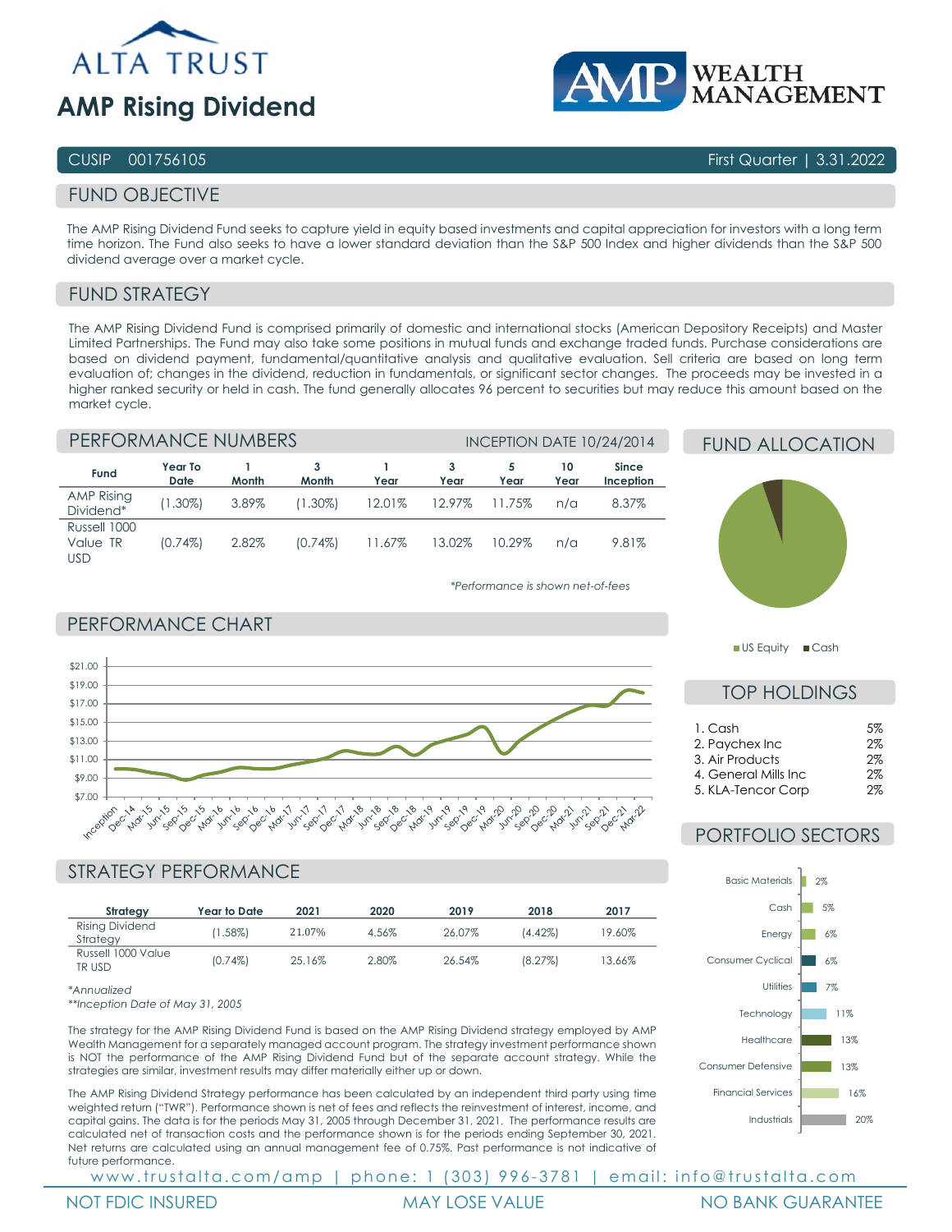ALTA TRUST

# AMP Rising Dividend

AMP WEALTH MANAGEMENT

CUSIP 001756105 | First Quarter | 3.31.2022

## FUND OBJECTIVE

The AMP Rising Dividend Fund seeks to capture yield in equity based investments and capital appreciation for investors with a long term time horizon. The Fund also seeks to have a lower standard deviation than the S&P 500 Index and higher dividends than the S&P 500 dividend average over a market cycle.

## FUND STRATEGY

The AMP Rising Dividend Fund is comprised primarily of domestic and international stocks (American Depository Receipts) and Master Limited Partnerships. The Fund may also take some positions in mutual funds and exchange traded funds. Purchase considerations are based on dividend payment, fundamental/quantitative analysis and qualitative evaluation. Sell criteria are based on long term evaluation of; changes in the dividend, reduction in fundamentals, or significant sector changes. The proceeds may be invested in a higher ranked security or held in cash. The fund generally allocates 96 percent to securities but may reduce this amount based on the market cycle.

## PERFORMANCE NUMBERS

INCEPTION DATE 10/24/2014

| Fund | Year To Date | 1 Month | 3 Month | 1 Year | 3 Year | 5 Year | 10 Year | Since Inception |
|---|---|---|---|---|---|---|---|---|
| AMP Rising Dividend* | (1.30%) | 3.89% | (1.30%) | 12.01% | 12.97% | 11.75% | n/a | 8.37% |
| Russell 1000 Value TR USD | (0.74%) | 2.82% | (0.74%) | 11.67% | 13.02% | 10.29% | n/a | 9.81% |

*Performance is shown net-of-fees

## PERFORMANCE CHART

## FUND ALLOCATION

US Equity | Cash

## TOP HOLDINGS

| Holding | Weight |
|---|---|
| 1. Cash | 5% |
| 2. Paychex Inc | 2% |
| 3. Air Products | 2% |
| 4. General Mills Inc | 2% |
| 5. KLA-Tencor Corp | 2% |

## PORTFOLIO SECTORS

| Sector | Weight |
|---|---|
| Basic Materials | 2% |
| Cash | 5% |
| Energy | 6% |
| Consumer Cyclical | 6% |
| Utilities | 7% |
| Technology | 11% |
| Healthcare | 13% |
| Consumer Defensive | 13% |
| Financial Services | 16% |
| Industrials | 20% |

## STRATEGY PERFORMANCE

| Strategy | Year to Date | 2021 | 2020 | 2019 | 2018 | 2017 |
|---|---|---|---|---|---|---|
| Rising Dividend Strategy | (1.58%) | 21.07% | 4.56% | 26.07% | (4.42%) | 19.60% |
| Russell 1000 Value TR USD | (0.74%) | 25.16% | 2.80% | 26.54% | (8.27%) | 13.66% |

*Annualized
**Inception Date of May 31, 2005

The strategy for the AMP Rising Dividend Fund is based on the AMP Rising Dividend strategy employed by AMP Wealth Management for a separately managed account program. The strategy investment performance shown is NOT the performance of the AMP Rising Dividend Fund but of the separate account strategy. While the strategies are similar, investment results may differ materially either up or down.

The AMP Rising Dividend Strategy performance has been calculated by an independent third party using time weighted return ("TWR"). Performance shown is net of fees and reflects the reinvestment of interest, income, and capital gains. The data is for the periods May 31, 2005 through December 31, 2021. The performance results are calculated net of transaction costs and the performance shown is for the periods ending September 30, 2021. Net returns are calculated using an annual management fee of 0.75%. Past performance is not indicative of future performance.

www.trustalta.com/amp | phone: 1 (303) 996-3781 | email: info@trustalta.com

NOT FDIC INSURED | MAY LOSE VALUE | NO BANK GUARANTEE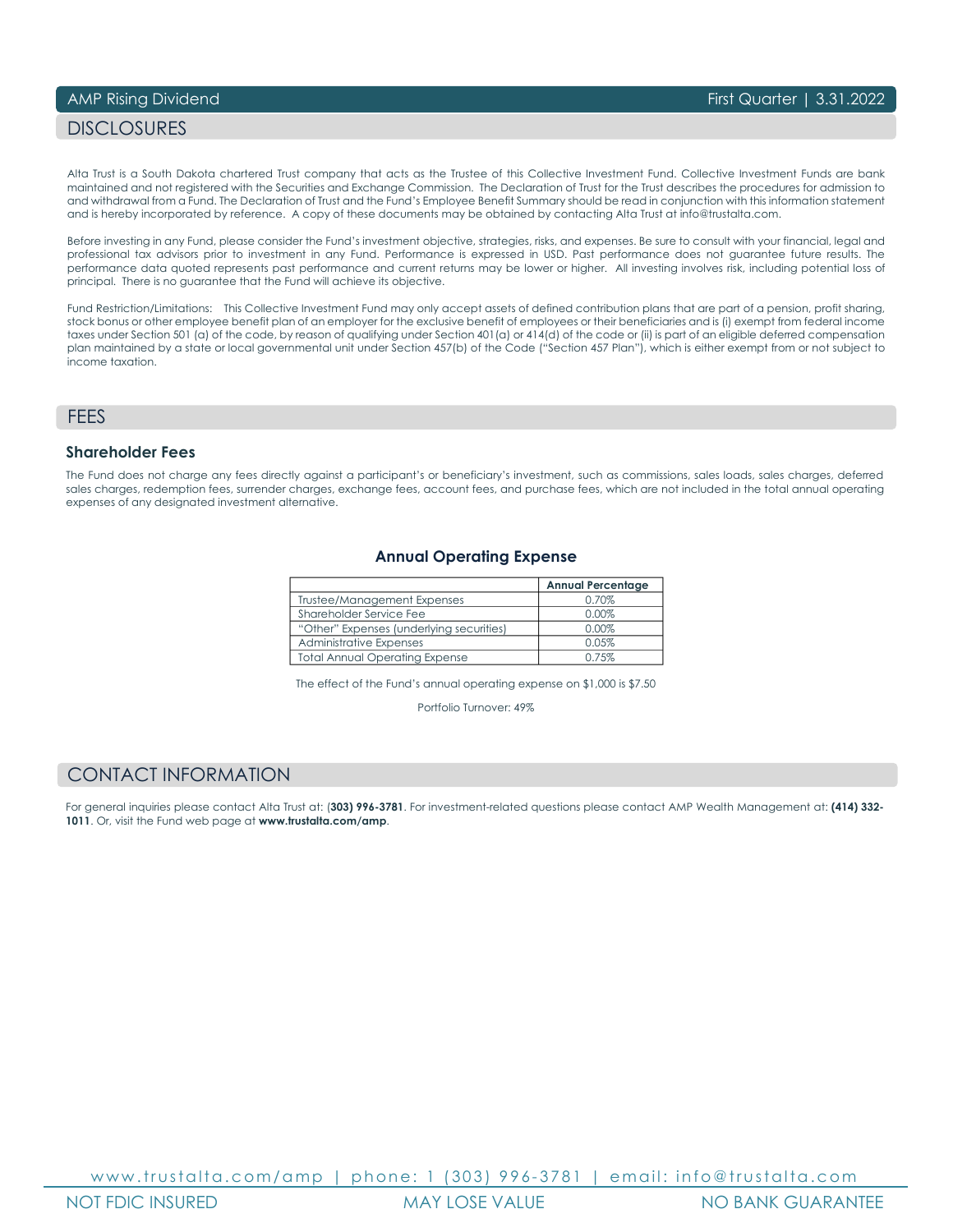## DISCLOSURES

Alta Trust is a South Dakota chartered Trust company that acts as the Trustee of this Collective Investment Fund. Collective Investment Funds are bank maintained and not registered with the Securities and Exchange Commission. The Declaration of Trust for the Trust describes the procedures for admission to and withdrawal from a Fund. The Declaration of Trust and the Fund's Employee Benefit Summary should be read in conjunction with this information statement and is hereby incorporated by reference. A copy of these documents may be obtained by contacting Alta Trust at info@trustalta.com.

Before investing in any Fund, please consider the Fund's investment objective, strategies, risks, and expenses. Be sure to consult with your financial, legal and professional tax advisors prior to investment in any Fund. Performance is expressed in USD. Past performance does not guarantee future results. The performance data quoted represents past performance and current returns may be lower or higher. All investing involves risk, including potential loss of principal. There is no guarantee that the Fund will achieve its objective.

Fund Restriction/Limitations: This Collective Investment Fund may only accept assets of defined contribution plans that are part of a pension, profit sharing, stock bonus or other employee benefit plan of an employer for the exclusive benefit of employees or their beneficiaries and is (i) exempt from federal income taxes under Section 501 (a) of the code, by reason of qualifying under Section 401(a) or 414(d) of the code or (ii) is part of an eligible deferred compensation plan maintained by a state or local governmental unit under Section 457(b) of the Code ("Section 457 Plan"), which is either exempt from or not subject to income taxation.

## FEES

### Shareholder Fees

The Fund does not charge any fees directly against a participant's or beneficiary's investment, such as commissions, sales loads, sales charges, deferred sales charges, redemption fees, surrender charges, exchange fees, account fees, and purchase fees, which are not included in the total annual operating expenses of any designated investment alternative.

### Annual Operating Expense

| | Annual Percentage |
|---|---|
| Trustee/Management Expenses | 0.70% |
| Shareholder Service Fee | 0.00% |
| "Other" Expenses (underlying securities) | 0.00% |
| Administrative Expenses | 0.05% |
| Total Annual Operating Expense | 0.75% |

The effect of the Fund's annual operating expense on $1,000 is $7.50

Portfolio Turnover: 49%

## CONTACT INFORMATION

For general inquiries please contact Alta Trust at: (**303) 996-3781**. For investment-related questions please contact AMP Wealth Management at: **(414) 332-1011**. Or, visit the Fund web page at **www.trustalta.com/amp**.

NOT FDIC INSURED | MAY LOSE VALUE | NO BANK GUARANTEE